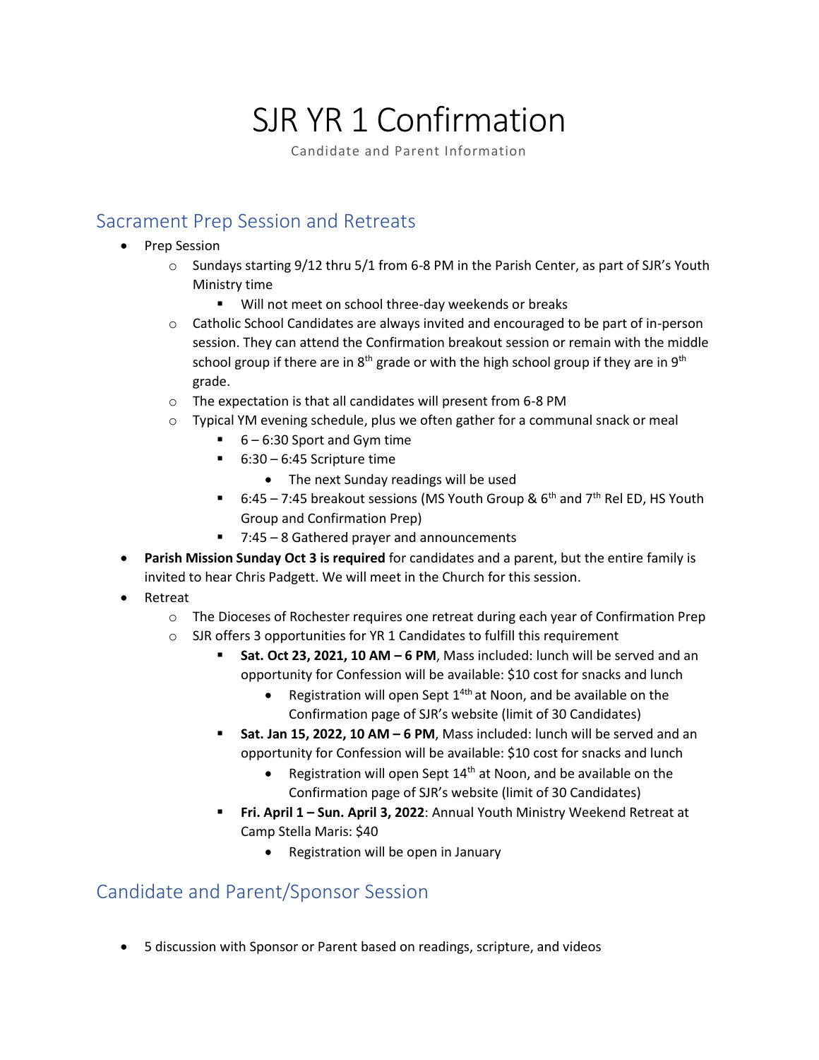# SJR YR 1 Confirmation

Candidate and Parent Information

## Sacrament Prep Session and Retreats

- Prep Session
  - Sundays starting 9/12 thru 5/1 from 6-8 PM in the Parish Center, as part of SJR's Youth Ministry time
    - Will not meet on school three-day weekends or breaks
  - Catholic School Candidates are always invited and encouraged to be part of in-person session. They can attend the Confirmation breakout session or remain with the middle school group if there are in 8th grade or with the high school group if they are in 9th grade.
  - The expectation is that all candidates will present from 6-8 PM
  - Typical YM evening schedule, plus we often gather for a communal snack or meal
    - 6 – 6:30 Sport and Gym time
    - 6:30 – 6:45 Scripture time
      - The next Sunday readings will be used
    - 6:45 – 7:45 breakout sessions (MS Youth Group & 6th and 7th Rel ED, HS Youth Group and Confirmation Prep)
    - 7:45 – 8 Gathered prayer and announcements
- **Parish Mission Sunday Oct 3 is required** for candidates and a parent, but the entire family is invited to hear Chris Padgett. We will meet in the Church for this session.
- Retreat
  - The Dioceses of Rochester requires one retreat during each year of Confirmation Prep
  - SJR offers 3 opportunities for YR 1 Candidates to fulfill this requirement
    - **Sat. Oct 23, 2021, 10 AM – 6 PM**, Mass included: lunch will be served and an opportunity for Confession will be available: $10 cost for snacks and lunch
      - Registration will open Sept 14th at Noon, and be available on the Confirmation page of SJR's website (limit of 30 Candidates)
    - **Sat. Jan 15, 2022, 10 AM – 6 PM**, Mass included: lunch will be served and an opportunity for Confession will be available: $10 cost for snacks and lunch
      - Registration will open Sept 14th at Noon, and be available on the Confirmation page of SJR's website (limit of 30 Candidates)
    - **Fri. April 1 – Sun. April 3, 2022**: Annual Youth Ministry Weekend Retreat at Camp Stella Maris: $40
      - Registration will be open in January

## Candidate and Parent/Sponsor Session

- 5 discussion with Sponsor or Parent based on readings, scripture, and videos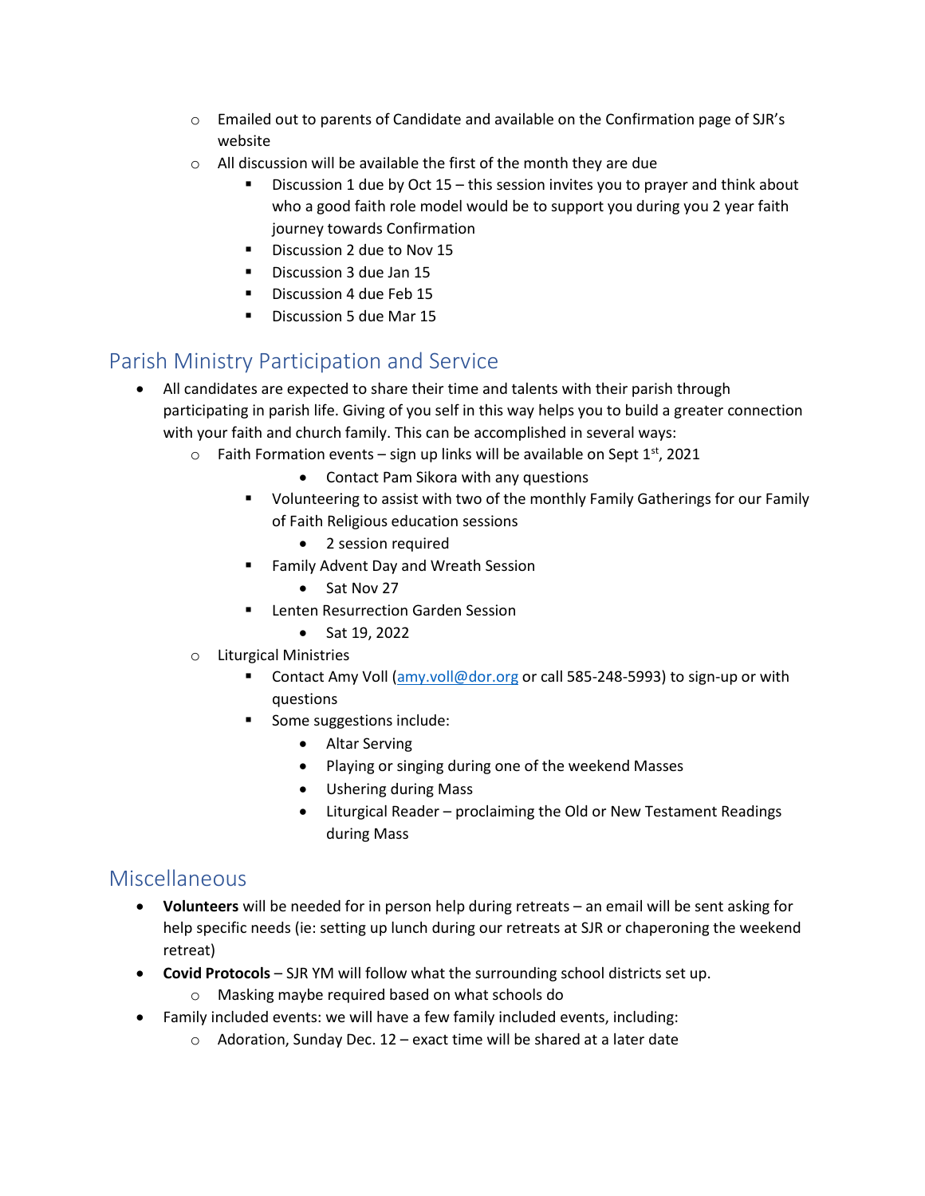- Emailed out to parents of Candidate and available on the Confirmation page of SJR's website
    - All discussion will be available the first of the month they are due
        - Discussion 1 due by Oct 15 – this session invites you to prayer and think about who a good faith role model would be to support you during you 2 year faith journey towards Confirmation
        - Discussion 2 due to Nov 15
        - Discussion 3 due Jan 15
        - Discussion 4 due Feb 15
        - Discussion 5 due Mar 15

## Parish Ministry Participation and Service

- All candidates are expected to share their time and talents with their parish through participating in parish life. Giving of you self in this way helps you to build a greater connection with your faith and church family. This can be accomplished in several ways:
    - Faith Formation events – sign up links will be available on Sept 1st, 2021
            - Contact Pam Sikora with any questions
        - Volunteering to assist with two of the monthly Family Gatherings for our Family of Faith Religious education sessions
            - 2 session required
        - Family Advent Day and Wreath Session
            - Sat Nov 27
        - Lenten Resurrection Garden Session
            - Sat 19, 2022
    - Liturgical Ministries
        - Contact Amy Voll (amy.voll@dor.org or call 585-248-5993) to sign-up or with questions
        - Some suggestions include:
            - Altar Serving
            - Playing or singing during one of the weekend Masses
            - Ushering during Mass
            - Liturgical Reader – proclaiming the Old or New Testament Readings during Mass

## Miscellaneous

- **Volunteers** will be needed for in person help during retreats – an email will be sent asking for help specific needs (ie: setting up lunch during our retreats at SJR or chaperoning the weekend retreat)
- **Covid Protocols** – SJR YM will follow what the surrounding school districts set up.
    - Masking maybe required based on what schools do
- Family included events: we will have a few family included events, including:
    - Adoration, Sunday Dec. 12 – exact time will be shared at a later date